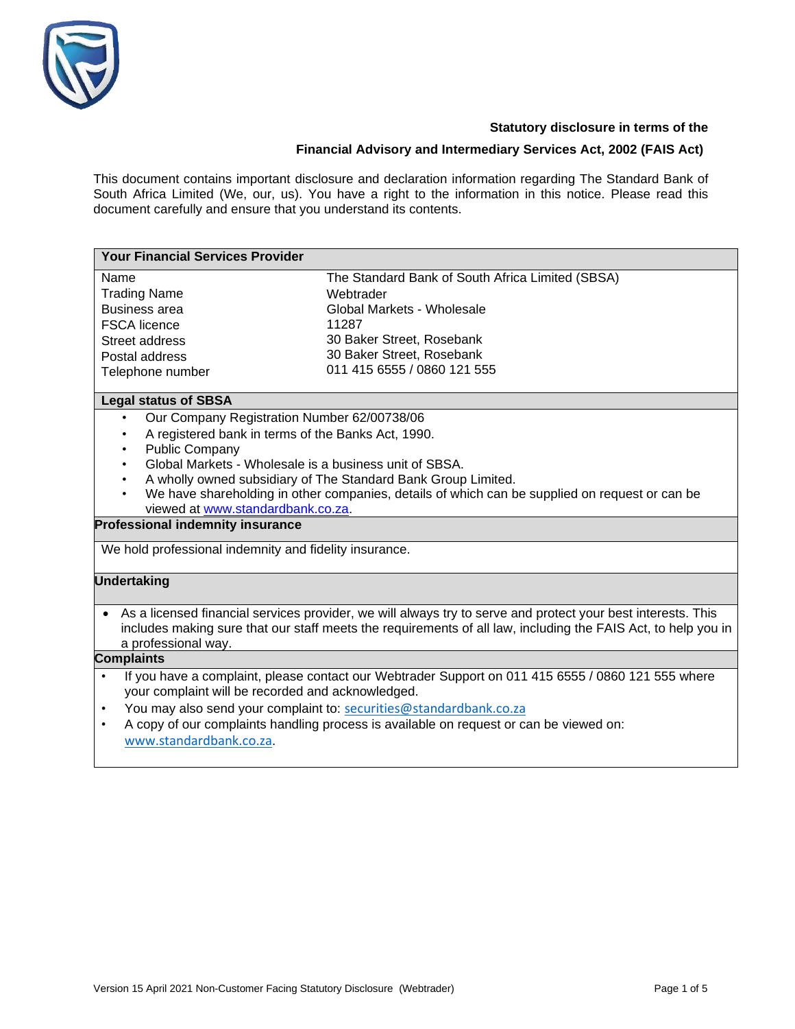**Statutory disclosure in terms of the**

**Financial Advisory and Intermediary Services Act, 2002 (FAIS Act)**

This document contains important disclosure and declaration information regarding The Standard Bank of South Africa Limited (We, our, us). You have a right to the information in this notice. Please read this document carefully and ensure that you understand its contents.

## Your Financial Services Provider

| | |
|---|---|
| Name | The Standard Bank of South Africa Limited (SBSA) |
| Trading Name | Webtrader |
| Business area | Global Markets - Wholesale |
| FSCA licence | 11287 |
| Street address | 30 Baker Street, Rosebank |
| Postal address | 30 Baker Street, Rosebank |
| Telephone number | 011 415 6555 / 0860 121 555 |

## Legal status of SBSA

- Our Company Registration Number 62/00738/06
- A registered bank in terms of the Banks Act, 1990.
- Public Company
- Global Markets - Wholesale is a business unit of SBSA.
- A wholly owned subsidiary of The Standard Bank Group Limited.
- We have shareholding in other companies, details of which can be supplied on request or can be viewed at www.standardbank.co.za.

## Professional indemnity insurance

We hold professional indemnity and fidelity insurance.

## Undertaking

- As a licensed financial services provider, we will always try to serve and protect your best interests. This includes making sure that our staff meets the requirements of all law, including the FAIS Act, to help you in a professional way.

## Complaints

- If you have a complaint, please contact our Webtrader Support on 011 415 6555 / 0860 121 555 where your complaint will be recorded and acknowledged.
- You may also send your complaint to: securities@standardbank.co.za
- A copy of our complaints handling process is available on request or can be viewed on: www.standardbank.co.za.

Version 15 April 2021 Non-Customer Facing Statutory Disclosure (Webtrader)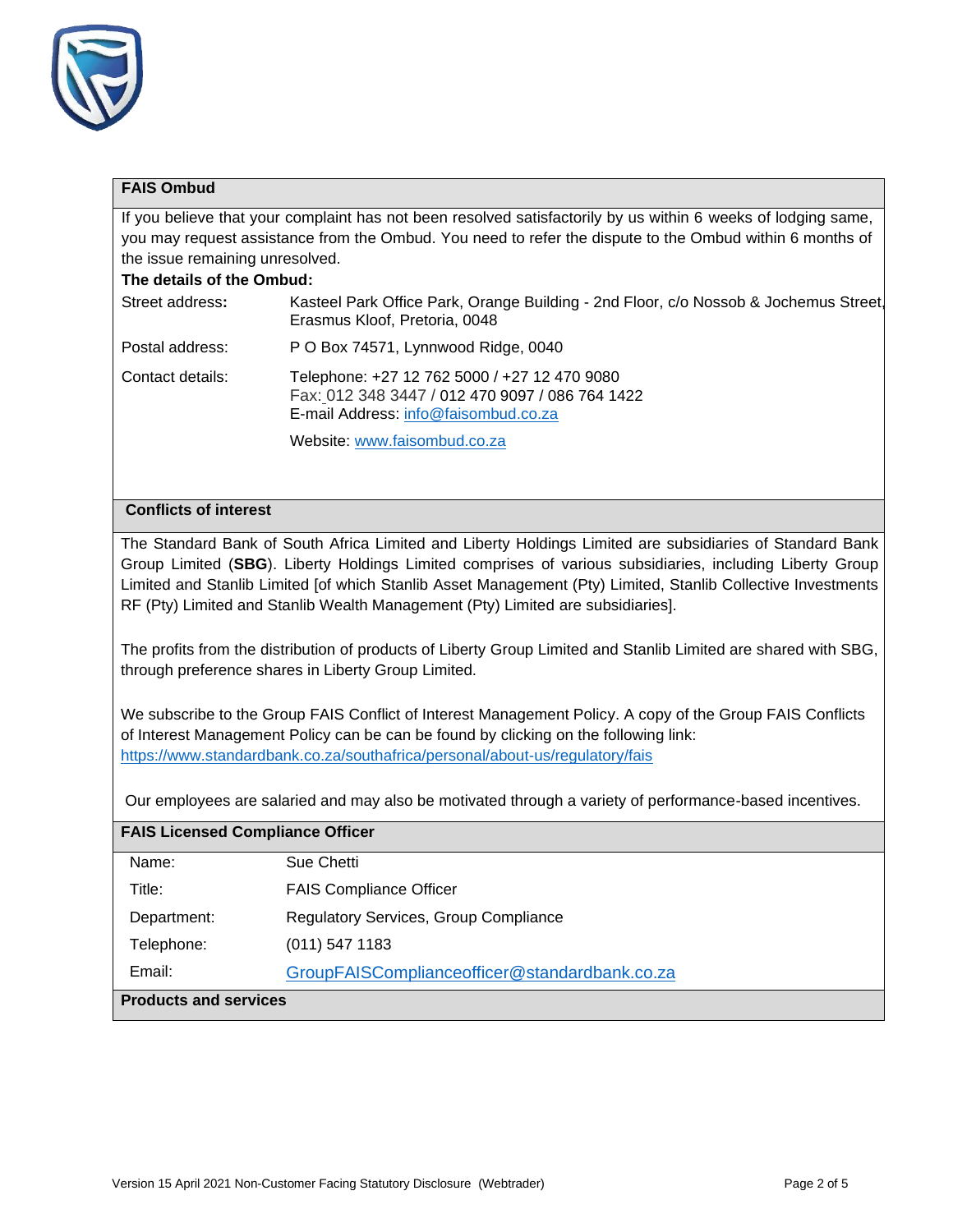## FAIS Ombud

If you believe that your complaint has not been resolved satisfactorily by us within 6 weeks of lodging same, you may request assistance from the Ombud. You need to refer the dispute to the Ombud within 6 months of the issue remaining unresolved.

**The details of the Ombud:**

| | |
|---|---|
| Street address: | Kasteel Park Office Park, Orange Building - 2nd Floor, c/o Nossob & Jochemus Street, Erasmus Kloof, Pretoria, 0048 |
| Postal address: | P O Box 74571, Lynnwood Ridge, 0040 |
| Contact details: | Telephone: +27 12 762 5000 / +27 12 470 9080<br>Fax: 012 348 3447 / 012 470 9097 / 086 764 1422<br>E-mail Address: info@faisombud.co.za<br>Website: www.faisombud.co.za |

## Conflicts of interest

The Standard Bank of South Africa Limited and Liberty Holdings Limited are subsidiaries of Standard Bank Group Limited (**SBG**). Liberty Holdings Limited comprises of various subsidiaries, including Liberty Group Limited and Stanlib Limited [of which Stanlib Asset Management (Pty) Limited, Stanlib Collective Investments RF (Pty) Limited and Stanlib Wealth Management (Pty) Limited are subsidiaries].

The profits from the distribution of products of Liberty Group Limited and Stanlib Limited are shared with SBG, through preference shares in Liberty Group Limited.

We subscribe to the Group FAIS Conflict of Interest Management Policy. A copy of the Group FAIS Conflicts of Interest Management Policy can be can be found by clicking on the following link: https://www.standardbank.co.za/southafrica/personal/about-us/regulatory/fais

Our employees are salaried and may also be motivated through a variety of performance-based incentives.

## FAIS Licensed Compliance Officer

| | |
|---|---|
| Name: | Sue Chetti |
| Title: | FAIS Compliance Officer |
| Department: | Regulatory Services, Group Compliance |
| Telephone: | (011) 547 1183 |
| Email: | GroupFAISComplianceofficer@standardbank.co.za |

## Products and services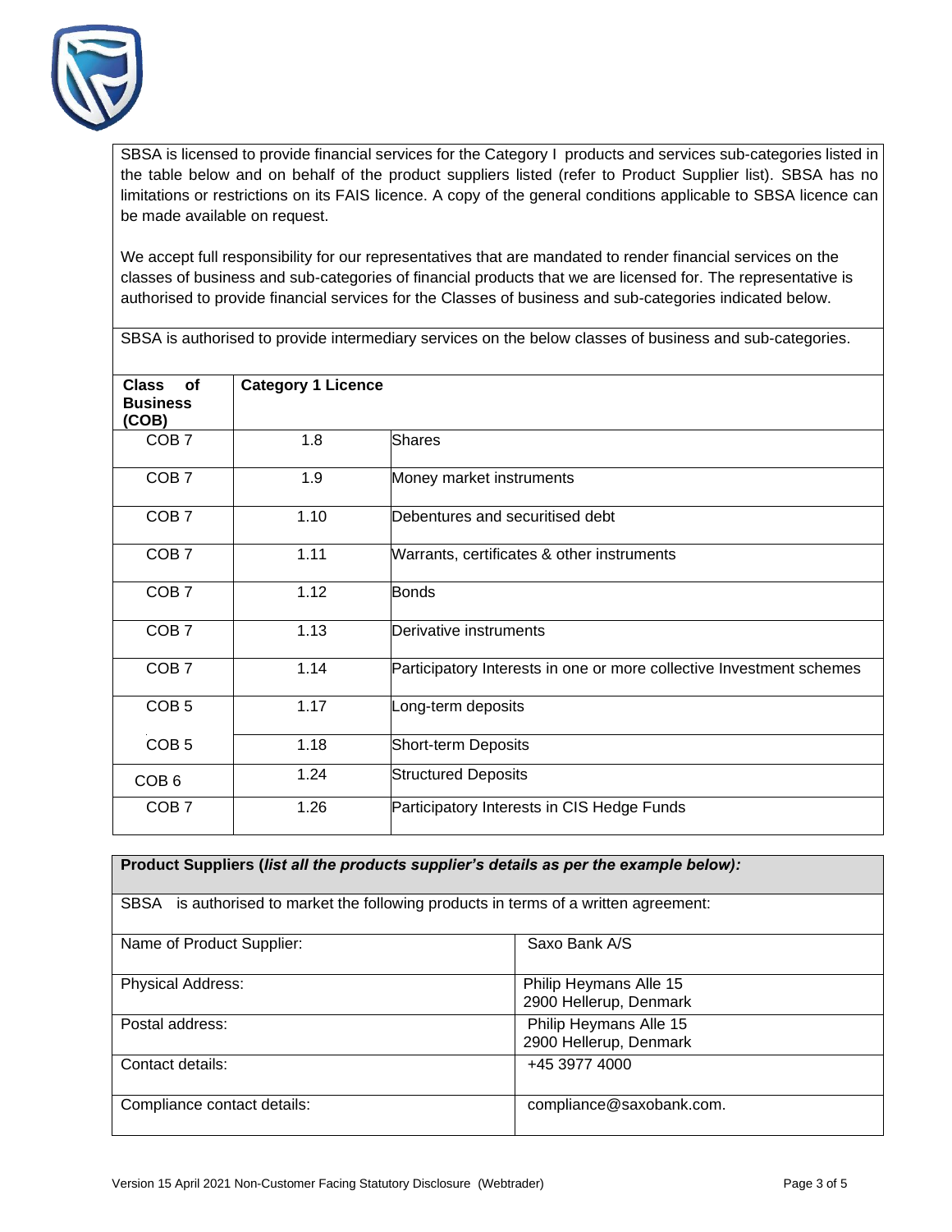SBSA is licensed to provide financial services for the Category I products and services sub-categories listed in the table below and on behalf of the product suppliers listed (refer to Product Supplier list). SBSA has no limitations or restrictions on its FAIS licence. A copy of the general conditions applicable to SBSA licence can be made available on request.

We accept full responsibility for our representatives that are mandated to render financial services on the classes of business and sub-categories of financial products that we are licensed for. The representative is authorised to provide financial services for the Classes of business and sub-categories indicated below.

SBSA is authorised to provide intermediary services on the below classes of business and sub-categories.

| **Class of Business (COB)** | **Category 1 Licence** | |
|---|---|---|
| COB 7 | 1.8 | Shares |
| COB 7 | 1.9 | Money market instruments |
| COB 7 | 1.10 | Debentures and securitised debt |
| COB 7 | 1.11 | Warrants, certificates & other instruments |
| COB 7 | 1.12 | Bonds |
| COB 7 | 1.13 | Derivative instruments |
| COB 7 | 1.14 | Participatory Interests in one or more collective Investment schemes |
| COB 5 | 1.17 | Long-term deposits |
| COB 5 | 1.18 | Short-term Deposits |
| COB 6 | 1.24 | Structured Deposits |
| COB 7 | 1.26 | Participatory Interests in CIS Hedge Funds |

| **Product Suppliers (*list all the products supplier's details as per the example below*):** | |
|---|---|
| SBSA is authorised to market the following products in terms of a written agreement: | |
| Name of Product Supplier: | Saxo Bank A/S |
| Physical Address: | Philip Heymans Alle 15<br>2900 Hellerup, Denmark |
| Postal address: | Philip Heymans Alle 15<br>2900 Hellerup, Denmark |
| Contact details: | +45 3977 4000 |
| Compliance contact details: | compliance@saxobank.com. |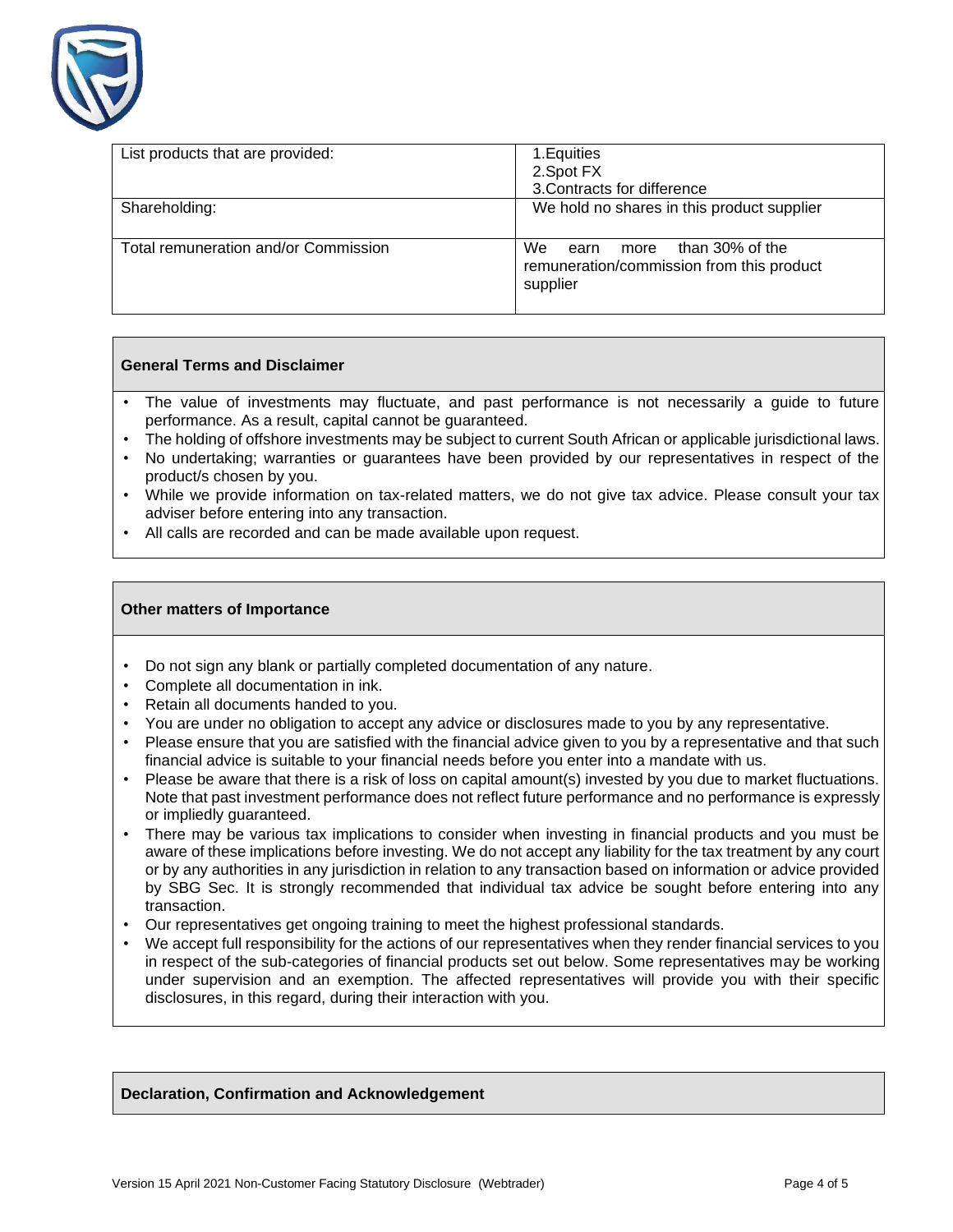| List products that are provided: | 1.Equities<br>2.Spot FX<br>3.Contracts for difference |
|---|---|
| Shareholding: | We hold no shares in this product supplier |
| Total remuneration and/or Commission | We earn more than 30% of the remuneration/commission from this product supplier |

**General Terms and Disclaimer**

- The value of investments may fluctuate, and past performance is not necessarily a guide to future performance. As a result, capital cannot be guaranteed.
- The holding of offshore investments may be subject to current South African or applicable jurisdictional laws.
- No undertaking; warranties or guarantees have been provided by our representatives in respect of the product/s chosen by you.
- While we provide information on tax-related matters, we do not give tax advice. Please consult your tax adviser before entering into any transaction.
- All calls are recorded and can be made available upon request.

**Other matters of Importance**

- Do not sign any blank or partially completed documentation of any nature.
- Complete all documentation in ink.
- Retain all documents handed to you.
- You are under no obligation to accept any advice or disclosures made to you by any representative.
- Please ensure that you are satisfied with the financial advice given to you by a representative and that such financial advice is suitable to your financial needs before you enter into a mandate with us.
- Please be aware that there is a risk of loss on capital amount(s) invested by you due to market fluctuations. Note that past investment performance does not reflect future performance and no performance is expressly or impliedly guaranteed.
- There may be various tax implications to consider when investing in financial products and you must be aware of these implications before investing. We do not accept any liability for the tax treatment by any court or by any authorities in any jurisdiction in relation to any transaction based on information or advice provided by SBG Sec. It is strongly recommended that individual tax advice be sought before entering into any transaction.
- Our representatives get ongoing training to meet the highest professional standards.
- We accept full responsibility for the actions of our representatives when they render financial services to you in respect of the sub-categories of financial products set out below. Some representatives may be working under supervision and an exemption. The affected representatives will provide you with their specific disclosures, in this regard, during their interaction with you.

**Declaration, Confirmation and Acknowledgement**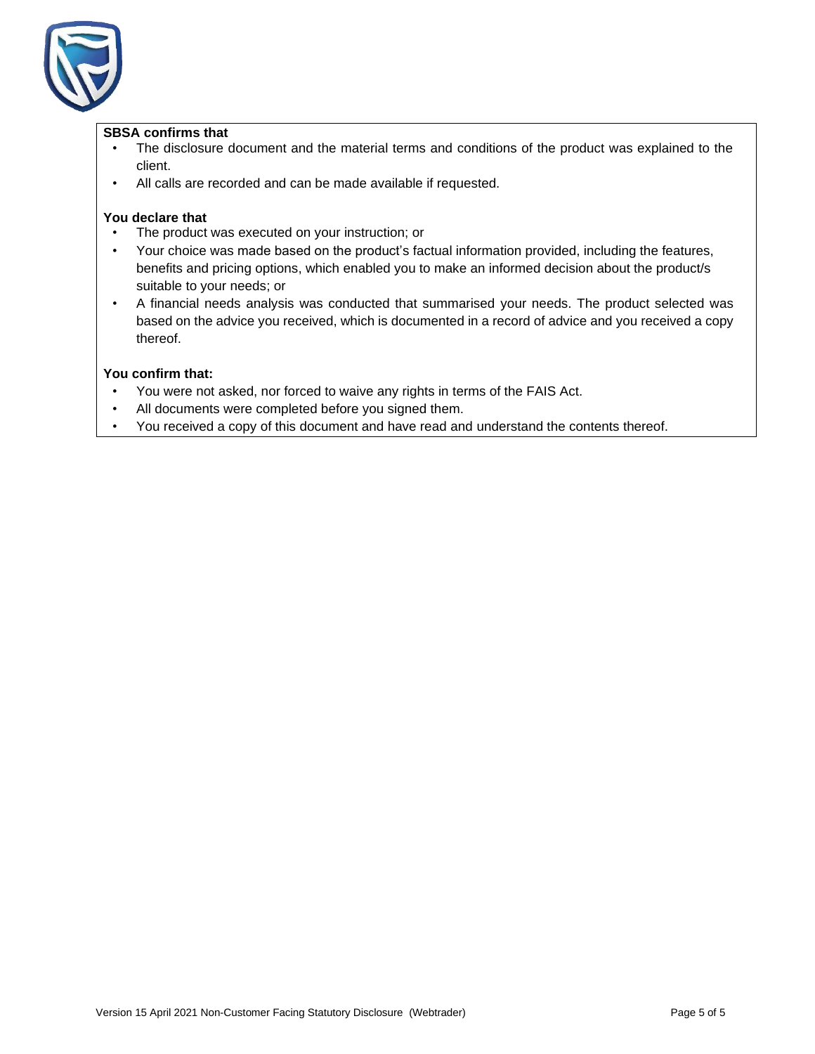**SBSA confirms that**

- The disclosure document and the material terms and conditions of the product was explained to the client.
- All calls are recorded and can be made available if requested.

**You declare that**

- The product was executed on your instruction; or
- Your choice was made based on the product's factual information provided, including the features, benefits and pricing options, which enabled you to make an informed decision about the product/s suitable to your needs; or
- A financial needs analysis was conducted that summarised your needs. The product selected was based on the advice you received, which is documented in a record of advice and you received a copy thereof.

**You confirm that:**

- You were not asked, nor forced to waive any rights in terms of the FAIS Act.
- All documents were completed before you signed them.
- You received a copy of this document and have read and understand the contents thereof.